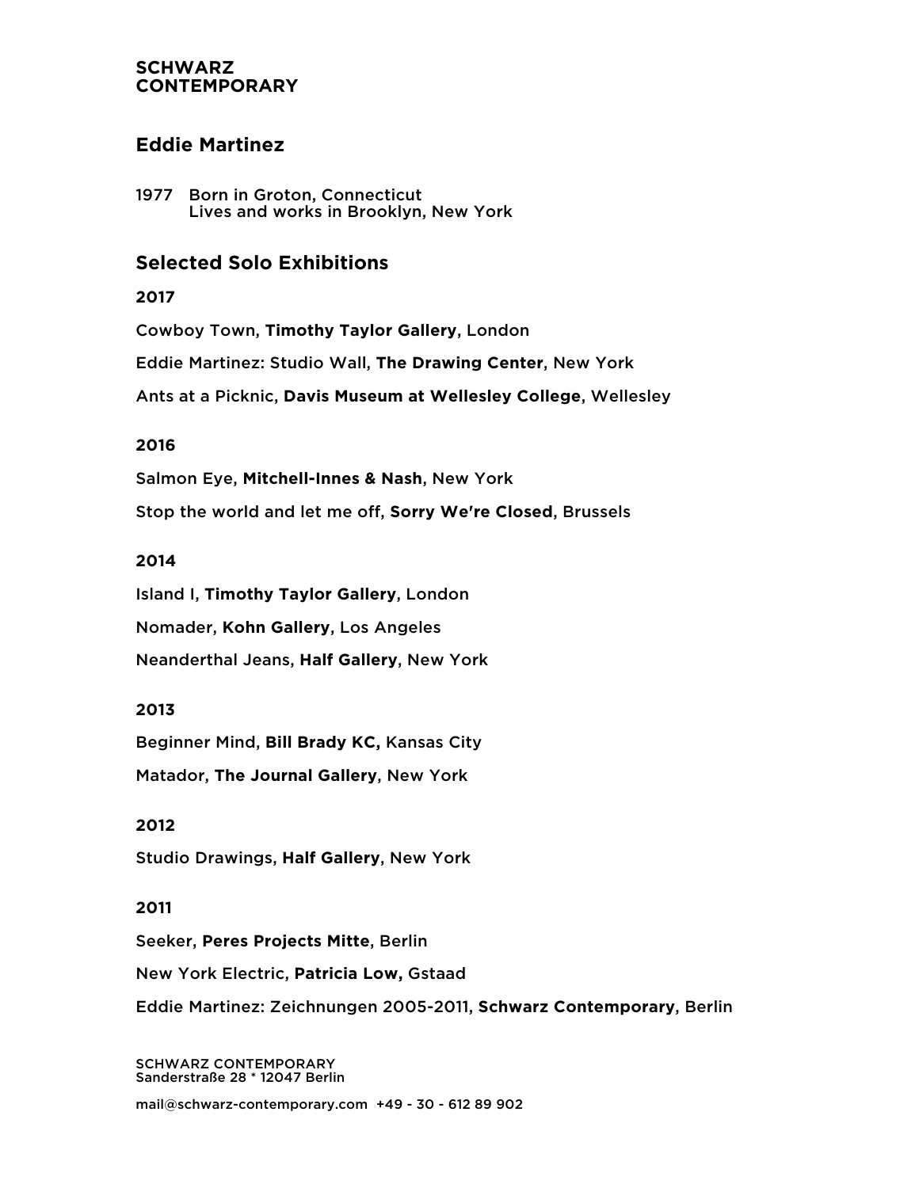**SCHWARZ CONTEMPORARY**

## Eddie Martinez

1977 Born in Groton, Connecticut
Lives and works in Brooklyn, New York

## Selected Solo Exhibitions

**2017**

Cowboy Town, **Timothy Taylor Gallery**, London

Eddie Martinez: Studio Wall, **The Drawing Center**, New York

Ants at a Picknic, **Davis Museum at Wellesley College**, Wellesley

**2016**

Salmon Eye, **Mitchell-Innes & Nash**, New York

Stop the world and let me off, **Sorry We're Closed**, Brussels

**2014**

Island I, **Timothy Taylor Gallery**, London

Nomader, **Kohn Gallery**, Los Angeles

Neanderthal Jeans, **Half Gallery**, New York

**2013**

Beginner Mind, **Bill Brady KC**, Kansas City

Matador, **The Journal Gallery**, New York

**2012**

Studio Drawings, **Half Gallery**, New York

**2011**

Seeker, **Peres Projects Mitte**, Berlin

New York Electric, **Patricia Low**, Gstaad

Eddie Martinez: Zeichnungen 2005-2011, **Schwarz Contemporary**, Berlin

SCHWARZ CONTEMPORARY
Sanderstraße 28 * 12047 Berlin

mail@schwarz-contemporary.com +49 - 30 - 612 89 902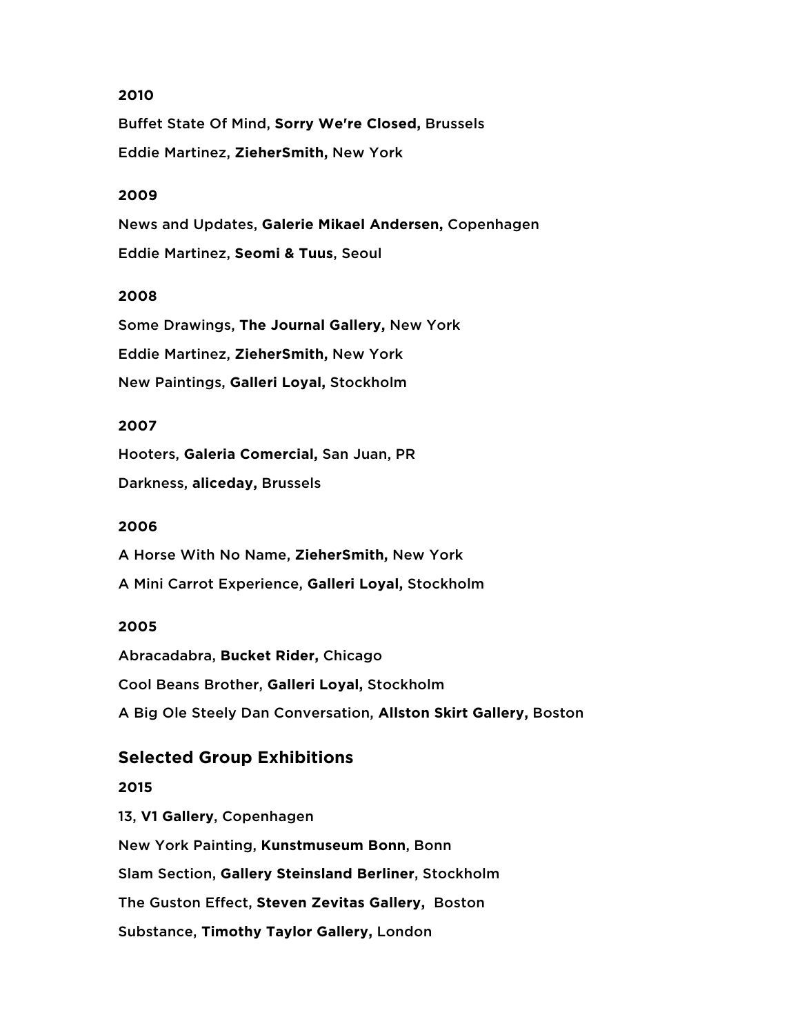**2010**

Buffet State Of Mind, **Sorry We're Closed,** Brussels

Eddie Martinez, **ZieherSmith,** New York

**2009**

News and Updates, **Galerie Mikael Andersen,** Copenhagen

Eddie Martinez, **Seomi & Tuus**, Seoul

**2008**

Some Drawings, **The Journal Gallery,** New York

Eddie Martinez, **ZieherSmith,** New York

New Paintings, **Galleri Loyal,** Stockholm

**2007**

Hooters, **Galeria Comercial,** San Juan, PR

Darkness, **aliceday,** Brussels

**2006**

A Horse With No Name, **ZieherSmith,** New York

A Mini Carrot Experience, **Galleri Loyal,** Stockholm

**2005**

Abracadabra, **Bucket Rider,** Chicago

Cool Beans Brother, **Galleri Loyal,** Stockholm

A Big Ole Steely Dan Conversation, **Allston Skirt Gallery,** Boston

## Selected Group Exhibitions

**2015**

13, **V1 Gallery**, Copenhagen

New York Painting, **Kunstmuseum Bonn**, Bonn

Slam Section, **Gallery Steinsland Berliner**, Stockholm

The Guston Effect, **Steven Zevitas Gallery,** Boston

Substance, **Timothy Taylor Gallery,** London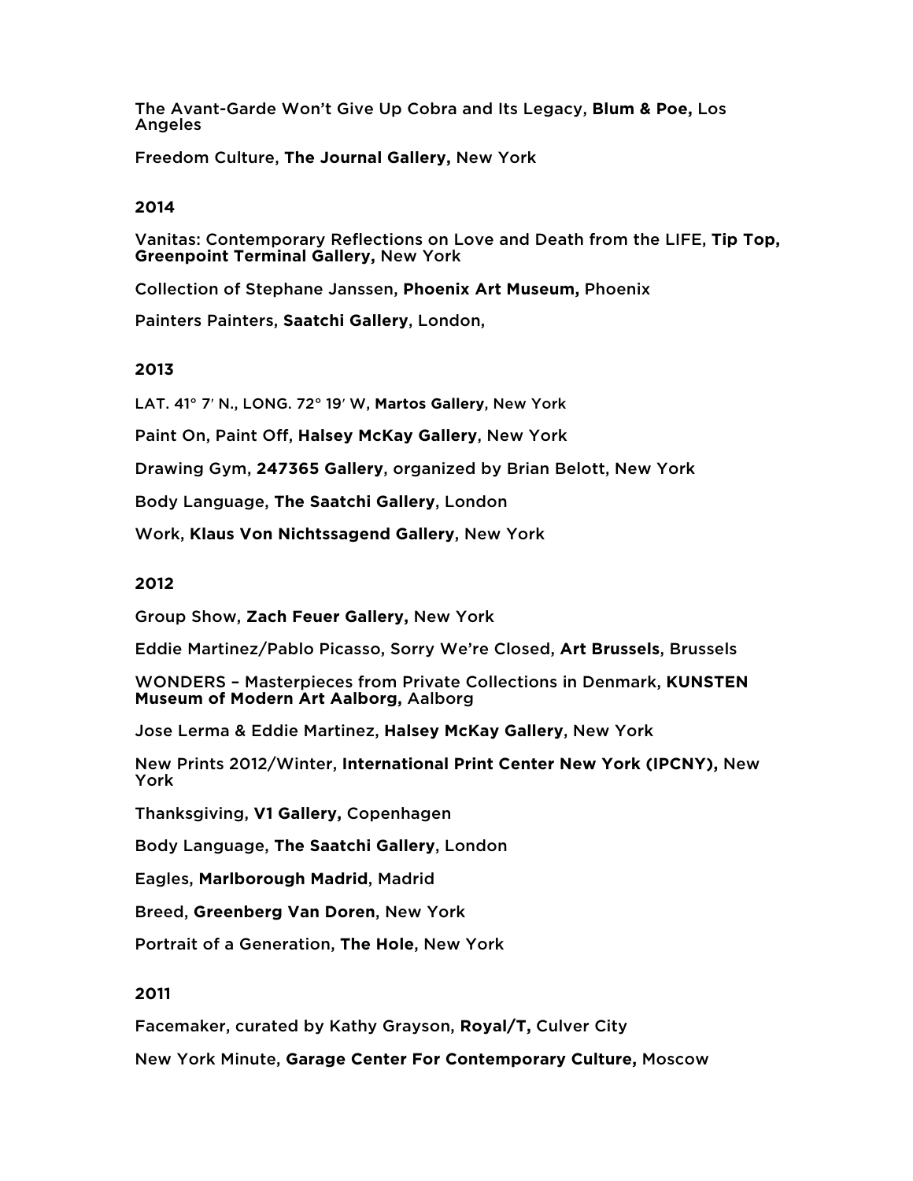The Avant-Garde Won't Give Up Cobra and Its Legacy, **Blum & Poe,** Los Angeles

Freedom Culture, **The Journal Gallery,** New York

**2014**

Vanitas: Contemporary Reflections on Love and Death from the LIFE, **Tip Top, Greenpoint Terminal Gallery,** New York

Collection of Stephane Janssen, **Phoenix Art Museum,** Phoenix

Painters Painters, **Saatchi Gallery**, London,

**2013**

LAT. 41° 7′ N., LONG. 72° 19′ W, **Martos Gallery**, New York

Paint On, Paint Off, **Halsey McKay Gallery**, New York

Drawing Gym, **247365 Gallery**, organized by Brian Belott, New York

Body Language, **The Saatchi Gallery**, London

Work, **Klaus Von Nichtssagend Gallery**, New York

**2012**

Group Show, **Zach Feuer Gallery,** New York

Eddie Martinez/Pablo Picasso, Sorry We're Closed, **Art Brussels**, Brussels

WONDERS – Masterpieces from Private Collections in Denmark, **KUNSTEN Museum of Modern Art Aalborg,** Aalborg

Jose Lerma & Eddie Martinez, **Halsey McKay Gallery**, New York

New Prints 2012/Winter, **International Print Center New York (IPCNY),** New York

Thanksgiving, **V1 Gallery,** Copenhagen

Body Language, **The Saatchi Gallery**, London

Eagles, **Marlborough Madrid**, Madrid

Breed, **Greenberg Van Doren**, New York

Portrait of a Generation, **The Hole**, New York

**2011**

Facemaker, curated by Kathy Grayson, **Royal/T,** Culver City

New York Minute, **Garage Center For Contemporary Culture,** Moscow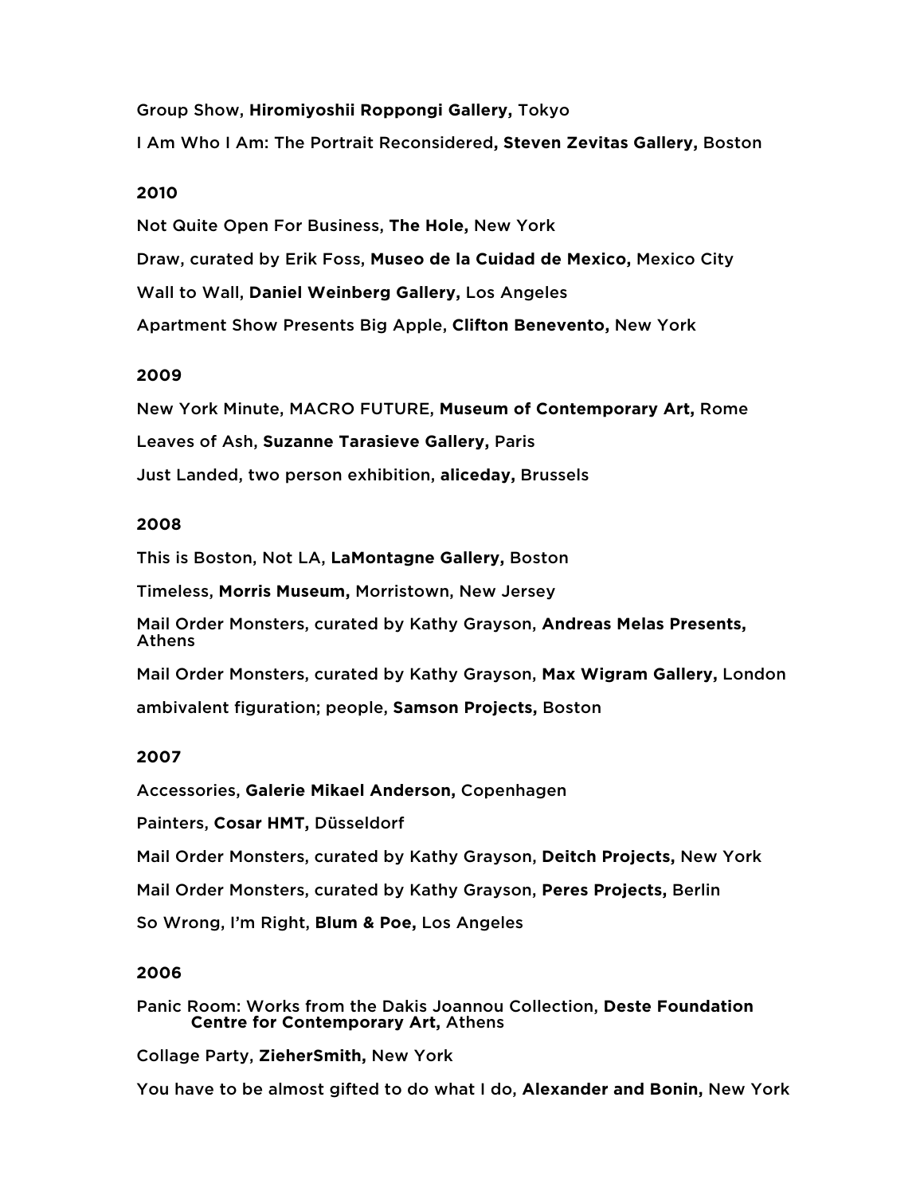Group Show, **Hiromiyoshii Roppongi Gallery,** Tokyo

I Am Who I Am: The Portrait Reconsidered**, Steven Zevitas Gallery,** Boston

**2010**

Not Quite Open For Business, **The Hole,** New York

Draw, curated by Erik Foss, **Museo de la Cuidad de Mexico,** Mexico City

Wall to Wall, **Daniel Weinberg Gallery,** Los Angeles

Apartment Show Presents Big Apple, **Clifton Benevento,** New York

**2009**

New York Minute, MACRO FUTURE, **Museum of Contemporary Art,** Rome

Leaves of Ash, **Suzanne Tarasieve Gallery,** Paris

Just Landed, two person exhibition, **aliceday,** Brussels

**2008**

This is Boston, Not LA, **LaMontagne Gallery,** Boston

Timeless, **Morris Museum,** Morristown, New Jersey

Mail Order Monsters, curated by Kathy Grayson, **Andreas Melas Presents,** Athens

Mail Order Monsters, curated by Kathy Grayson, **Max Wigram Gallery,** London

ambivalent figuration; people, **Samson Projects,** Boston

**2007**

Accessories, **Galerie Mikael Anderson,** Copenhagen

Painters, **Cosar HMT,** Düsseldorf

Mail Order Monsters, curated by Kathy Grayson, **Deitch Projects,** New York

Mail Order Monsters, curated by Kathy Grayson, **Peres Projects,** Berlin

So Wrong, I'm Right, **Blum & Poe,** Los Angeles

**2006**

Panic Room: Works from the Dakis Joannou Collection, **Deste Foundation Centre for Contemporary Art,** Athens

Collage Party, **ZieherSmith,** New York

You have to be almost gifted to do what I do, **Alexander and Bonin,** New York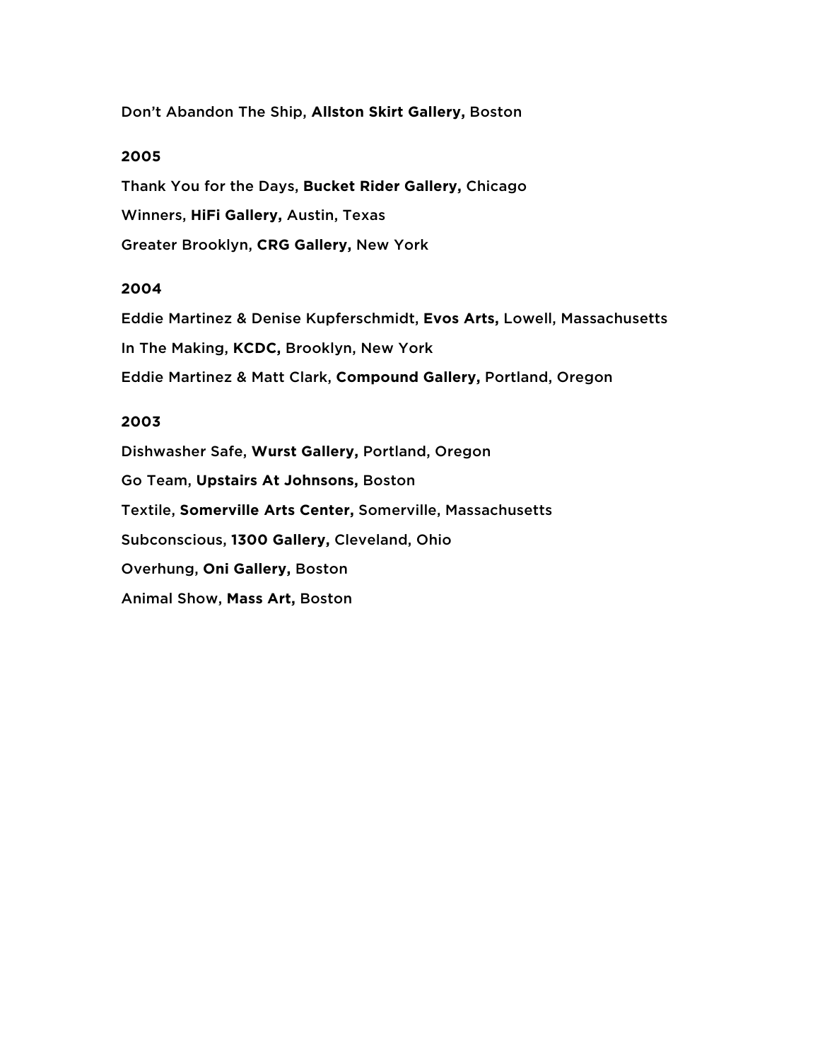Don't Abandon The Ship, **Allston Skirt Gallery,** Boston

**2005**

Thank You for the Days, **Bucket Rider Gallery,** Chicago

Winners, **HiFi Gallery,** Austin, Texas

Greater Brooklyn, **CRG Gallery,** New York

**2004**

Eddie Martinez & Denise Kupferschmidt, **Evos Arts,** Lowell, Massachusetts

In The Making, **KCDC,** Brooklyn, New York

Eddie Martinez & Matt Clark, **Compound Gallery,** Portland, Oregon

**2003**

Dishwasher Safe, **Wurst Gallery,** Portland, Oregon

Go Team, **Upstairs At Johnsons,** Boston

Textile, **Somerville Arts Center,** Somerville, Massachusetts

Subconscious, **1300 Gallery,** Cleveland, Ohio

Overhung, **Oni Gallery,** Boston

Animal Show, **Mass Art,** Boston